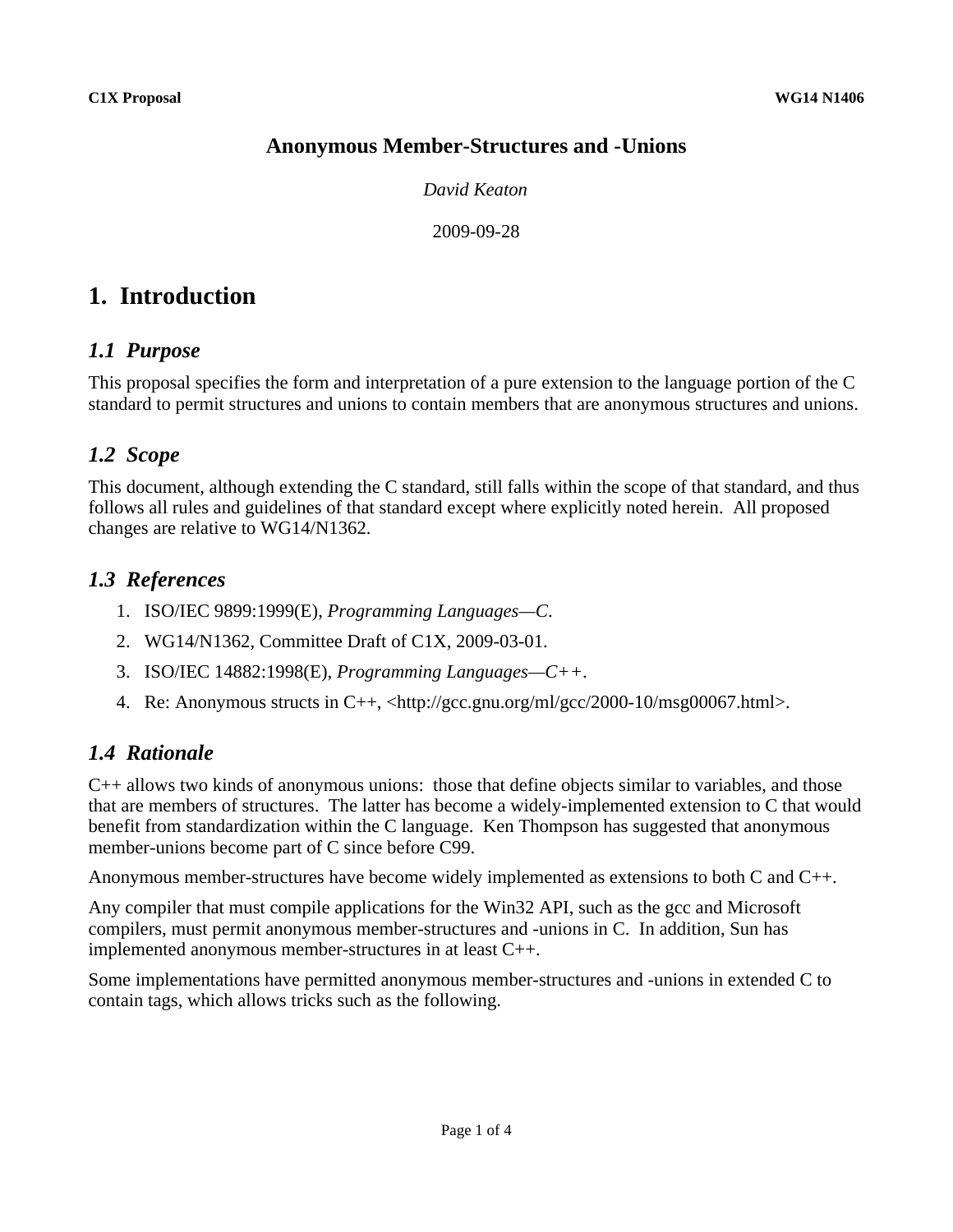**C1X Proposal** **WG14 N1406**

# Anonymous Member-Structures and -Unions

*David Keaton*

2009-09-28

## 1. Introduction

### *1.1 Purpose*

This proposal specifies the form and interpretation of a pure extension to the language portion of the C standard to permit structures and unions to contain members that are anonymous structures and unions.

### *1.2 Scope*

This document, although extending the C standard, still falls within the scope of that standard, and thus follows all rules and guidelines of that standard except where explicitly noted herein. All proposed changes are relative to WG14/N1362.

### *1.3 References*

1. ISO/IEC 9899:1999(E), *Programming Languages—C*.
2. WG14/N1362, Committee Draft of C1X, 2009-03-01.
3. ISO/IEC 14882:1998(E), *Programming Languages—C++*.
4. Re: Anonymous structs in C++, <http://gcc.gnu.org/ml/gcc/2000-10/msg00067.html>.

### *1.4 Rationale*

C++ allows two kinds of anonymous unions: those that define objects similar to variables, and those that are members of structures. The latter has become a widely-implemented extension to C that would benefit from standardization within the C language. Ken Thompson has suggested that anonymous member-unions become part of C since before C99.

Anonymous member-structures have become widely implemented as extensions to both C and C++.

Any compiler that must compile applications for the Win32 API, such as the gcc and Microsoft compilers, must permit anonymous member-structures and -unions in C. In addition, Sun has implemented anonymous member-structures in at least C++.

Some implementations have permitted anonymous member-structures and -unions in extended C to contain tags, which allows tricks such as the following.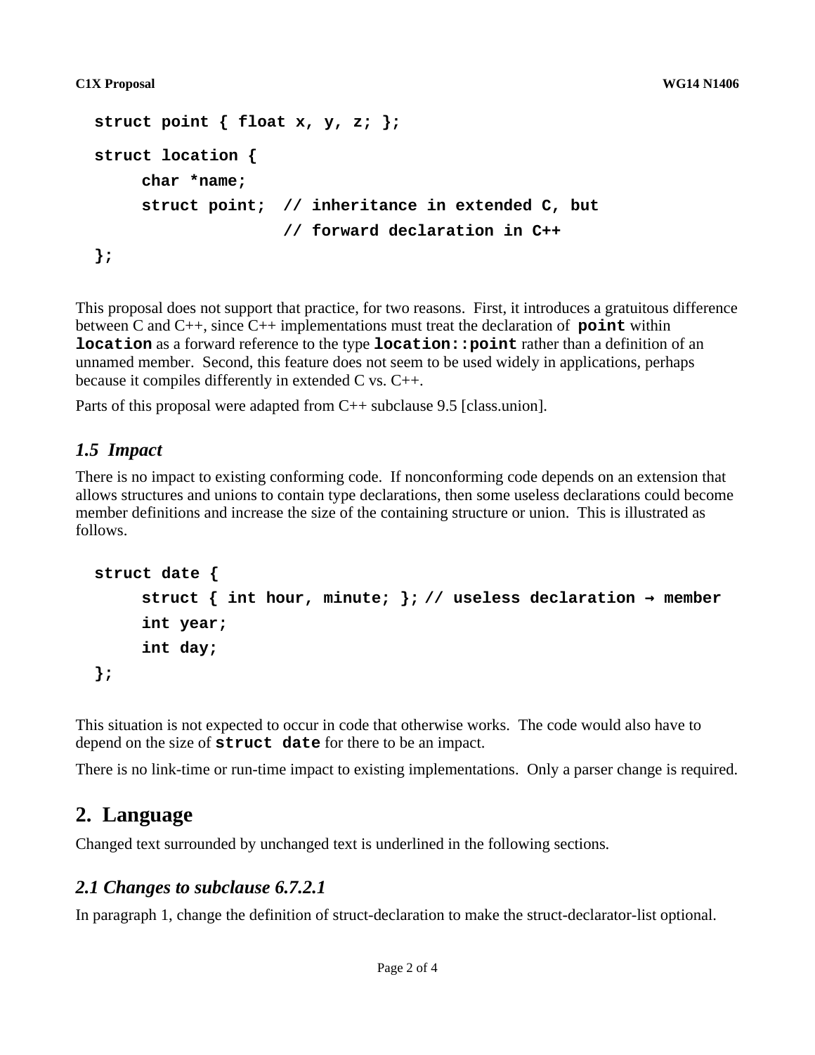```
struct point { float x, y, z; };

struct location {
     char *name;
     struct point;  // inheritance in extended C, but
                    // forward declaration in C++
};
```

This proposal does not support that practice, for two reasons. First, it introduces a gratuitous difference between C and C++, since C++ implementations must treat the declaration of **`point`** within **`location`** as a forward reference to the type **`location::point`** rather than a definition of an unnamed member. Second, this feature does not seem to be used widely in applications, perhaps because it compiles differently in extended C vs. C++.

Parts of this proposal were adapted from C++ subclause 9.5 [class.union].

### *1.5 Impact*

There is no impact to existing conforming code. If nonconforming code depends on an extension that allows structures and unions to contain type declarations, then some useless declarations could become member definitions and increase the size of the containing structure or union. This is illustrated as follows.

```
struct date {
     struct { int hour, minute; }; // useless declaration → member
     int year;
     int day;
};
```

This situation is not expected to occur in code that otherwise works. The code would also have to depend on the size of **`struct date`** for there to be an impact.

There is no link-time or run-time impact to existing implementations. Only a parser change is required.

## 2. Language

Changed text surrounded by unchanged text is underlined in the following sections.

### *2.1 Changes to subclause 6.7.2.1*

In paragraph 1, change the definition of struct-declaration to make the struct-declarator-list optional.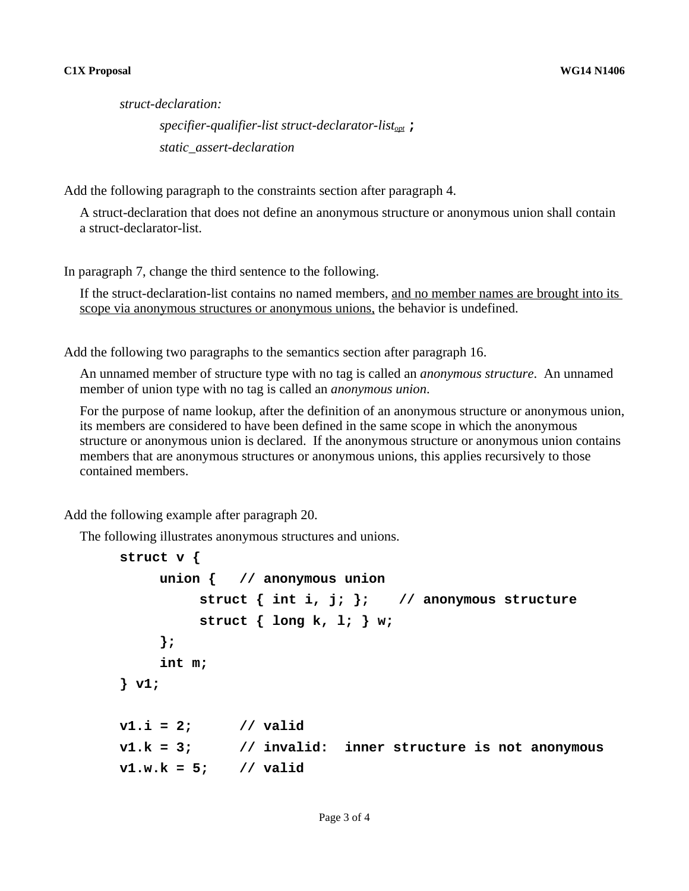*struct-declaration:*

*specifier-qualifier-list struct-declarator-list*$_{opt}$ **;**

*static_assert-declaration*

Add the following paragraph to the constraints section after paragraph 4.

A struct-declaration that does not define an anonymous structure or anonymous union shall contain a struct-declarator-list.

In paragraph 7, change the third sentence to the following.

If the struct-declaration-list contains no named members, <u>and no member names are brought into its scope via anonymous structures or anonymous unions,</u> the behavior is undefined.

Add the following two paragraphs to the semantics section after paragraph 16.

An unnamed member of structure type with no tag is called an *anonymous structure*. An unnamed member of union type with no tag is called an *anonymous union*.

For the purpose of name lookup, after the definition of an anonymous structure or anonymous union, its members are considered to have been defined in the same scope in which the anonymous structure or anonymous union is declared. If the anonymous structure or anonymous union contains members that are anonymous structures or anonymous unions, this applies recursively to those contained members.

Add the following example after paragraph 20.

The following illustrates anonymous structures and unions.

```
struct v {
     union {   // anonymous union
          struct { int i, j; };    // anonymous structure
          struct { long k, l; } w;
     };
     int m;
} v1;

v1.i = 2;      // valid
v1.k = 3;      // invalid:  inner structure is not anonymous
v1.w.k = 5;    // valid
```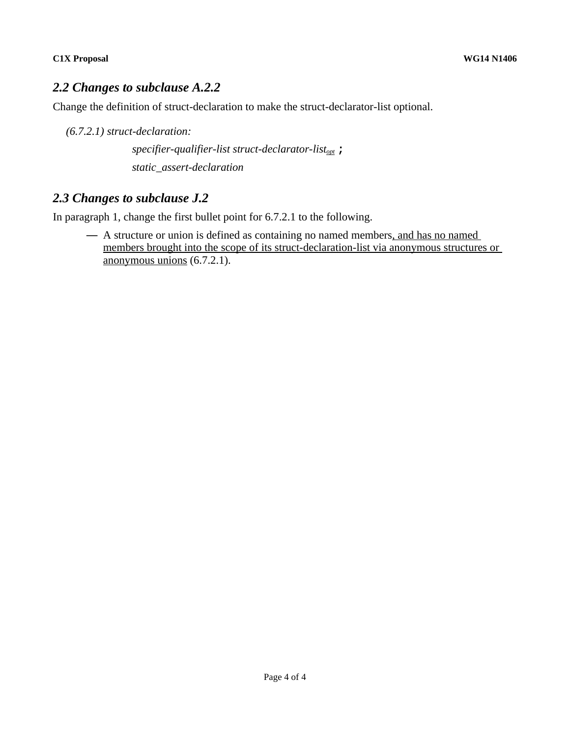### *2.2 Changes to subclause A.2.2*

Change the definition of struct-declaration to make the struct-declarator-list optional.

*(6.7.2.1) struct-declaration:*

*specifier-qualifier-list struct-declarator-list<u>opt</u>* **;**

*static_assert-declaration*

### *2.3 Changes to subclause J.2*

In paragraph 1, change the first bullet point for 6.7.2.1 to the following.

— A structure or union is defined as containing no named members<u>, and has no named members brought into the scope of its struct-declaration-list via anonymous structures or anonymous unions</u> (6.7.2.1).